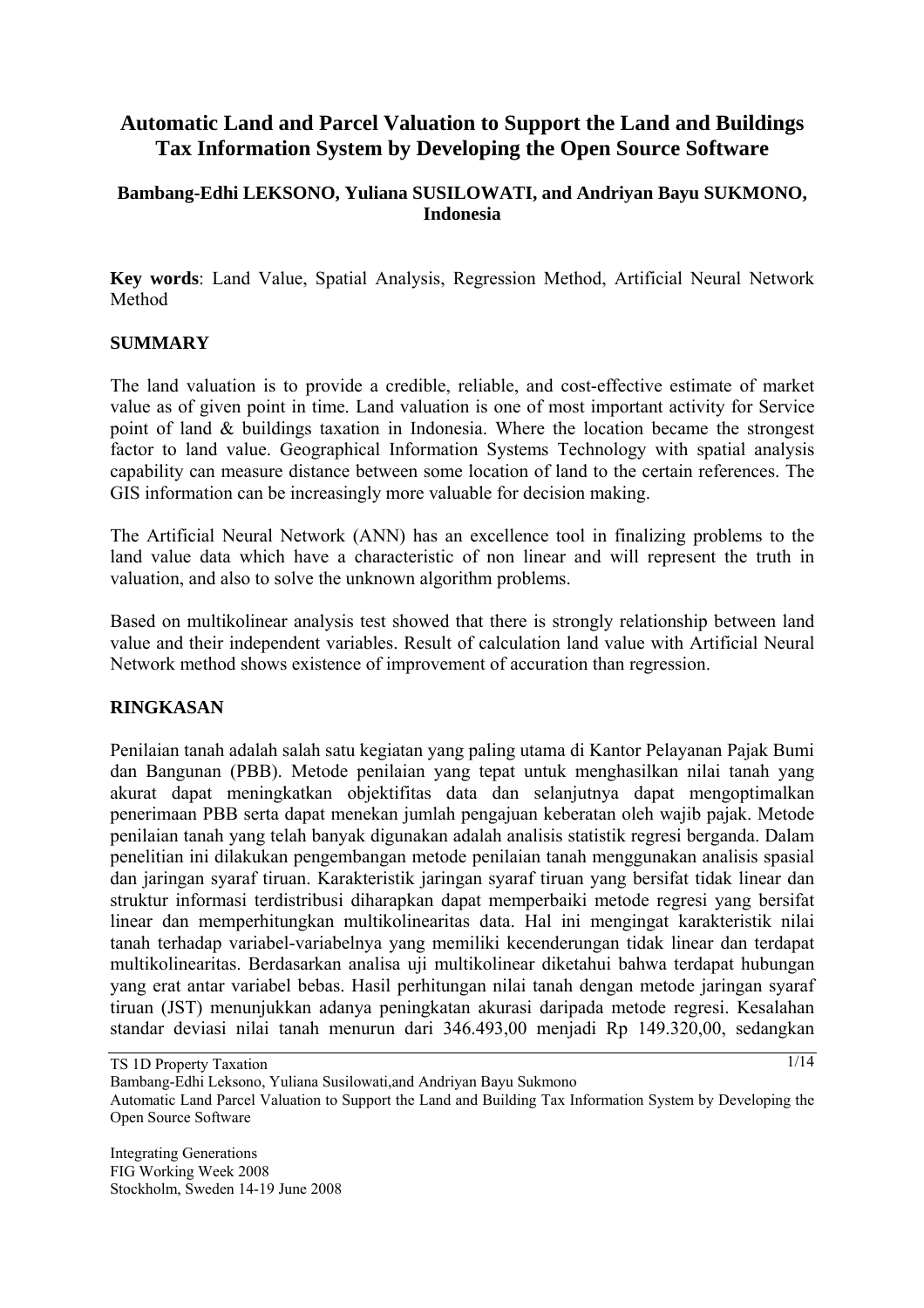# Automatic Land and Parcel Valuation to Support the Land and Buildings Tax Information System by Developing the Open Source Software

**Bambang-Edhi LEKSONO, Yuliana SUSILOWATI, and Andriyan Bayu SUKMONO, Indonesia**

**Key words**: Land Value, Spatial Analysis, Regression Method, Artificial Neural Network Method

## SUMMARY

The land valuation is to provide a credible, reliable, and cost-effective estimate of market value as of given point in time. Land valuation is one of most important activity for Service point of land & buildings taxation in Indonesia. Where the location became the strongest factor to land value. Geographical Information Systems Technology with spatial analysis capability can measure distance between some location of land to the certain references. The GIS information can be increasingly more valuable for decision making.

The Artificial Neural Network (ANN) has an excellence tool in finalizing problems to the land value data which have a characteristic of non linear and will represent the truth in valuation, and also to solve the unknown algorithm problems.

Based on multikolinear analysis test showed that there is strongly relationship between land value and their independent variables. Result of calculation land value with Artificial Neural Network method shows existence of improvement of accuration than regression.

## RINGKASAN

Penilaian tanah adalah salah satu kegiatan yang paling utama di Kantor Pelayanan Pajak Bumi dan Bangunan (PBB). Metode penilaian yang tepat untuk menghasilkan nilai tanah yang akurat dapat meningkatkan objektifitas data dan selanjutnya dapat mengoptimalkan penerimaan PBB serta dapat menekan jumlah pengajuan keberatan oleh wajib pajak. Metode penilaian tanah yang telah banyak digunakan adalah analisis statistik regresi berganda. Dalam penelitian ini dilakukan pengembangan metode penilaian tanah menggunakan analisis spasial dan jaringan syaraf tiruan. Karakteristik jaringan syaraf tiruan yang bersifat tidak linear dan struktur informasi terdistribusi diharapkan dapat memperbaiki metode regresi yang bersifat linear dan memperhitungkan multikolinearitas data. Hal ini mengingat karakteristik nilai tanah terhadap variabel-variabelnya yang memiliki kecenderungan tidak linear dan terdapat multikolinearitas. Berdasarkan analisa uji multikolinear diketahui bahwa terdapat hubungan yang erat antar variabel bebas. Hasil perhitungan nilai tanah dengan metode jaringan syaraf tiruan (JST) menunjukkan adanya peningkatan akurasi daripada metode regresi. Kesalahan standar deviasi nilai tanah menurun dari 346.493,00 menjadi Rp 149.320,00, sedangkan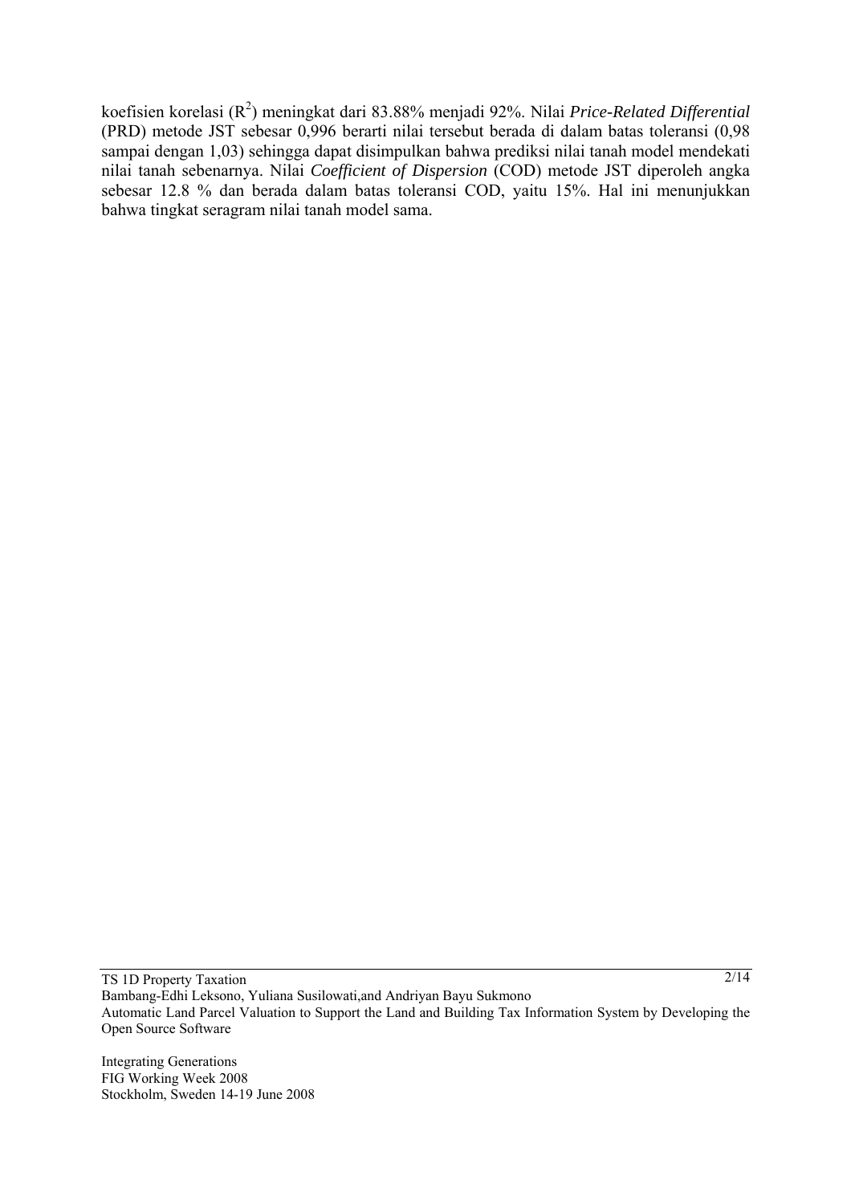koefisien korelasi ($R^2$) meningkat dari 83.88% menjadi 92%. Nilai *Price-Related Differential* (PRD) metode JST sebesar 0,996 berarti nilai tersebut berada di dalam batas toleransi (0,98 sampai dengan 1,03) sehingga dapat disimpulkan bahwa prediksi nilai tanah model mendekati nilai tanah sebenarnya. Nilai *Coefficient of Dispersion* (COD) metode JST diperoleh angka sebesar 12.8 % dan berada dalam batas toleransi COD, yaitu 15%. Hal ini menunjukkan bahwa tingkat seragram nilai tanah model sama.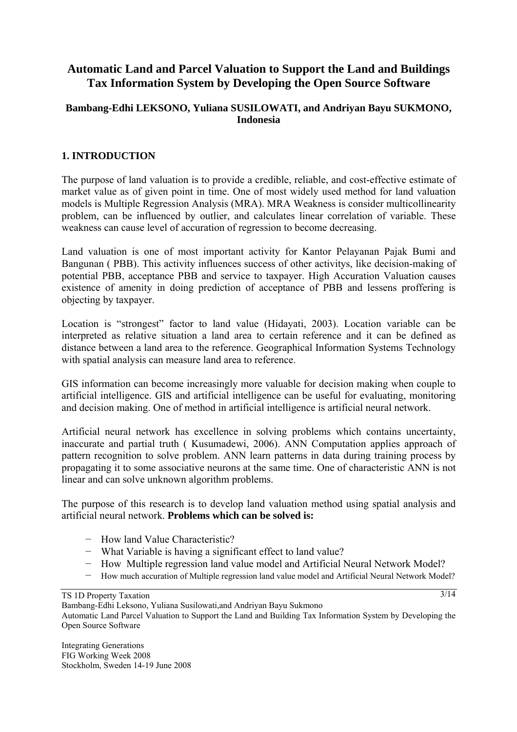# Automatic Land and Parcel Valuation to Support the Land and Buildings Tax Information System by Developing the Open Source Software

**Bambang-Edhi LEKSONO, Yuliana SUSILOWATI, and Andriyan Bayu SUKMONO, Indonesia**

## 1. INTRODUCTION

The purpose of land valuation is to provide a credible, reliable, and cost-effective estimate of market value as of given point in time. One of most widely used method for land valuation models is Multiple Regression Analysis (MRA). MRA Weakness is consider multicollinearity problem, can be influenced by outlier, and calculates linear correlation of variable. These weakness can cause level of accuration of regression to become decreasing.

Land valuation is one of most important activity for Kantor Pelayanan Pajak Bumi and Bangunan ( PBB). This activity influences success of other activitys, like decision-making of potential PBB, acceptance PBB and service to taxpayer. High Accuration Valuation causes existence of amenity in doing prediction of acceptance of PBB and lessens proffering is objecting by taxpayer.

Location is "strongest" factor to land value (Hidayati, 2003). Location variable can be interpreted as relative situation a land area to certain reference and it can be defined as distance between a land area to the reference. Geographical Information Systems Technology with spatial analysis can measure land area to reference.

GIS information can become increasingly more valuable for decision making when couple to artificial intelligence. GIS and artificial intelligence can be useful for evaluating, monitoring and decision making. One of method in artificial intelligence is artificial neural network.

Artificial neural network has excellence in solving problems which contains uncertainty, inaccurate and partial truth ( Kusumadewi, 2006). ANN Computation applies approach of pattern recognition to solve problem. ANN learn patterns in data during training process by propagating it to some associative neurons at the same time. One of characteristic ANN is not linear and can solve unknown algorithm problems.

The purpose of this research is to develop land valuation method using spatial analysis and artificial neural network. **Problems which can be solved is:**

- How land Value Characteristic?
- What Variable is having a significant effect to land value?
- How Multiple regression land value model and Artificial Neural Network Model?
- How much accuration of Multiple regression land value model and Artificial Neural Network Model?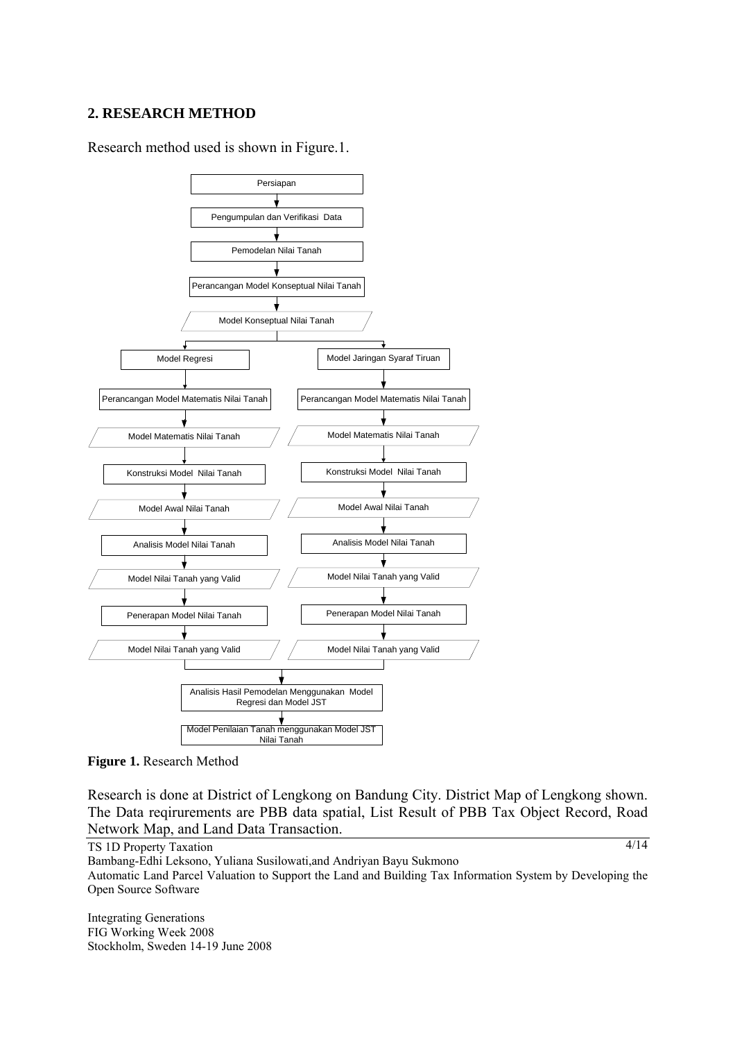## 2. RESEARCH METHOD

Research method used is shown in Figure.1.

- Persiapan
- Pengumpulan dan Verifikasi Data
- Pemodelan Nilai Tanah
- Perancangan Model Konseptual Nilai Tanah
- Model Konseptual Nilai Tanah

| Model Regresi | Model Jaringan Syaraf Tiruan |
| --- | --- |
| Perancangan Model Matematis Nilai Tanah | Perancangan Model Matematis Nilai Tanah |
| Model Matematis Nilai Tanah | Model Matematis Nilai Tanah |
| Konstruksi Model Nilai Tanah | Konstruksi Model Nilai Tanah |
| Model Awal Nilai Tanah | Model Awal Nilai Tanah |
| Analisis Model Nilai Tanah | Analisis Model Nilai Tanah |
| Model Nilai Tanah yang Valid | Model Nilai Tanah yang Valid |
| Penerapan Model Nilai Tanah | Penerapan Model Nilai Tanah |
| Model Nilai Tanah yang Valid | Model Nilai Tanah yang Valid |

- Analisis Hasil Pemodelan Menggunakan Model Regresi dan Model JST
- Model Penilaian Tanah menggunakan Model JST Nilai Tanah

**Figure 1.** Research Method

Research is done at District of Lengkong on Bandung City. District Map of Lengkong shown. The Data reqirurements are PBB data spatial, List Result of PBB Tax Object Record, Road Network Map, and Land Data Transaction.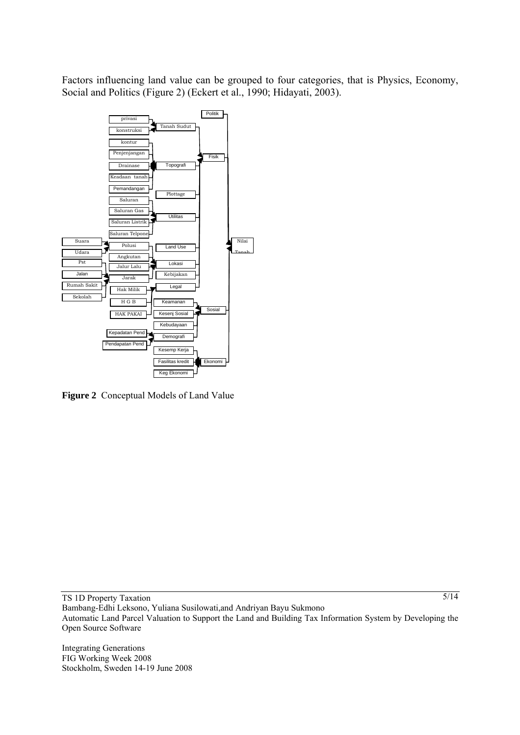Factors influencing land value can be grouped to four categories, that is Physics, Economy, Social and Politics (Figure 2) (Eckert et al., 1990; Hidayati, 2003).

**Figure 2** Conceptual Models of Land Value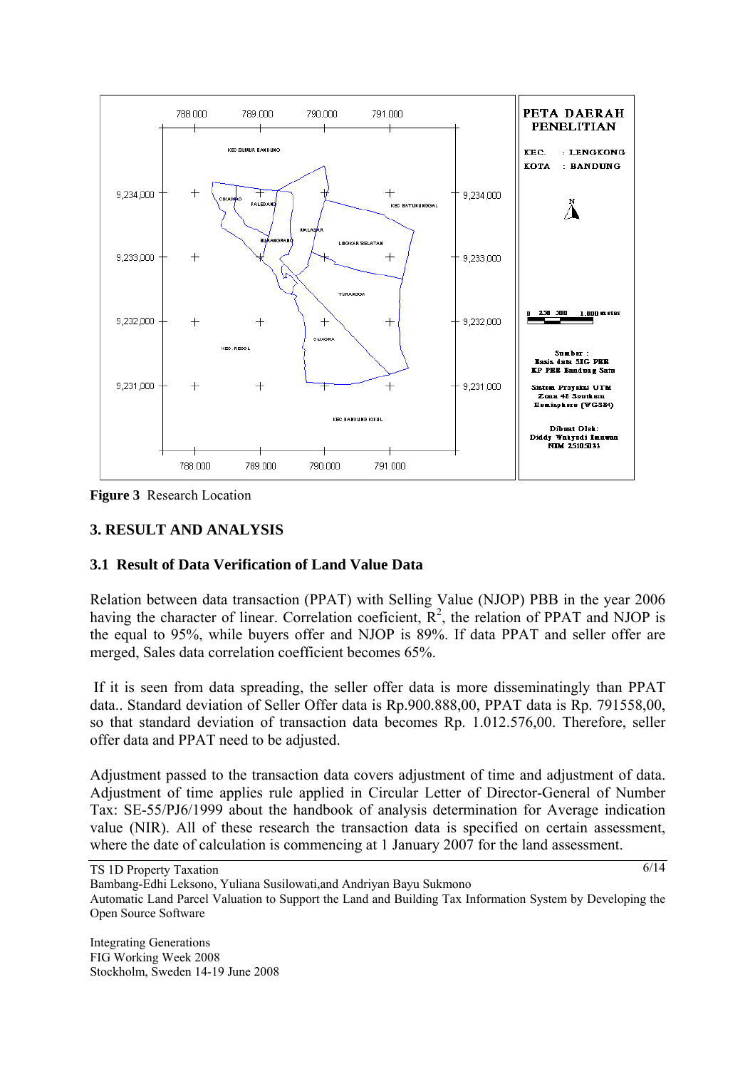**Figure 3** Research Location

## 3. RESULT AND ANALYSIS

### 3.1 Result of Data Verification of Land Value Data

Relation between data transaction (PPAT) with Selling Value (NJOP) PBB in the year 2006 having the character of linear. Correlation coeficient, $R^2$, the relation of PPAT and NJOP is the equal to 95%, while buyers offer and NJOP is 89%. If data PPAT and seller offer are merged, Sales data correlation coefficient becomes 65%.

If it is seen from data spreading, the seller offer data is more disseminatingly than PPAT data.. Standard deviation of Seller Offer data is Rp.900.888,00, PPAT data is Rp. 791558,00, so that standard deviation of transaction data becomes Rp. 1.012.576,00. Therefore, seller offer data and PPAT need to be adjusted.

Adjustment passed to the transaction data covers adjustment of time and adjustment of data. Adjustment of time applies rule applied in Circular Letter of Director-General of Number Tax: SE-55/PJ6/1999 about the handbook of analysis determination for Average indication value (NIR). All of these research the transaction data is specified on certain assessment, where the date of calculation is commencing at 1 January 2007 for the land assessment.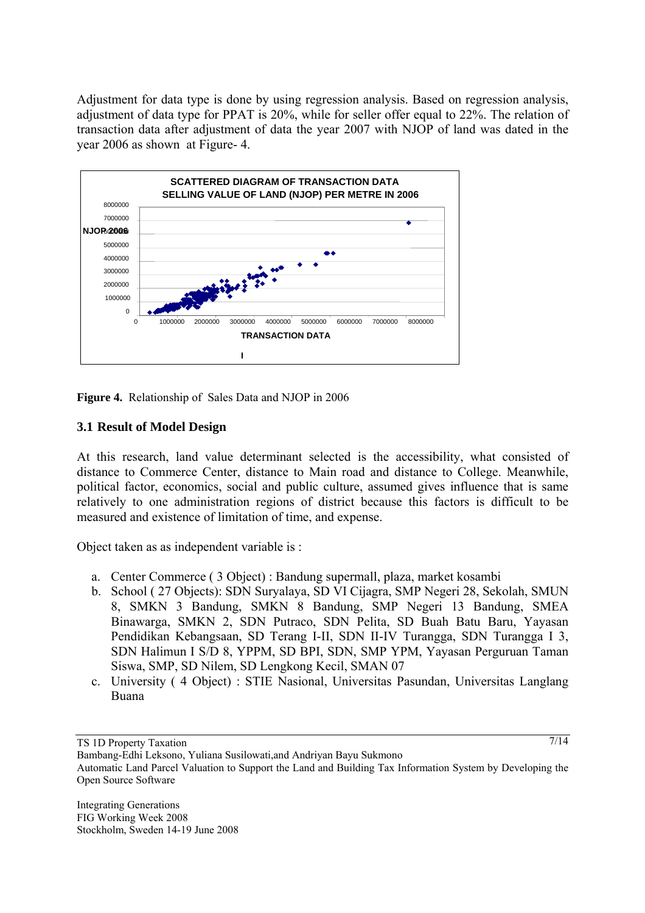Adjustment for data type is done by using regression analysis. Based on regression analysis, adjustment of data type for PPAT is 20%, while for seller offer equal to 22%. The relation of transaction data after adjustment of data the year 2007 with NJOP of land was dated in the year 2006 as shown at Figure- 4.

**Figure 4.** Relationship of Sales Data and NJOP in 2006

### 3.1 Result of Model Design

At this research, land value determinant selected is the accessibility, what consisted of distance to Commerce Center, distance to Main road and distance to College. Meanwhile, political factor, economics, social and public culture, assumed gives influence that is same relatively to one administration regions of district because this factors is difficult to be measured and existence of limitation of time, and expense.

Object taken as as independent variable is :

a. Center Commerce ( 3 Object) : Bandung supermall, plaza, market kosambi
b. School ( 27 Objects): SDN Suryalaya, SD VI Cijagra, SMP Negeri 28, Sekolah, SMUN 8, SMKN 3 Bandung, SMKN 8 Bandung, SMP Negeri 13 Bandung, SMEA Binawarga, SMKN 2, SDN Putraco, SDN Pelita, SD Buah Batu Baru, Yayasan Pendidikan Kebangsaan, SD Terang I-II, SDN II-IV Turangga, SDN Turangga I 3, SDN Halimun I S/D 8, YPPM, SD BPI, SDN, SMP YPM, Yayasan Perguruan Taman Siswa, SMP, SD Nilem, SD Lengkong Kecil, SMAN 07
c. University ( 4 Object) : STIE Nasional, Universitas Pasundan, Universitas Langlang Buana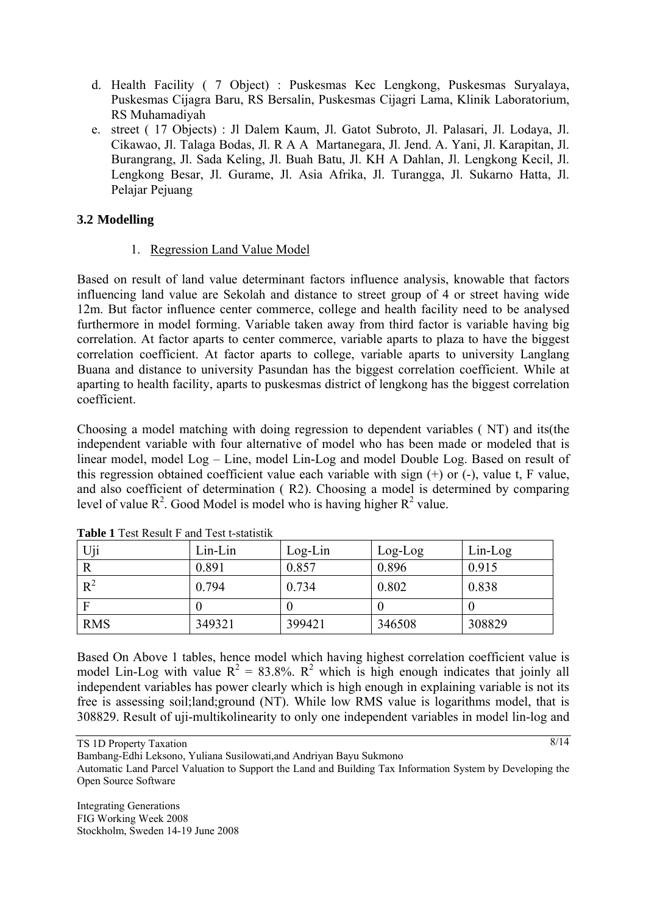d. Health Facility ( 7 Object) : Puskesmas Kec Lengkong, Puskesmas Suryalaya, Puskesmas Cijagra Baru, RS Bersalin, Puskesmas Cijagri Lama, Klinik Laboratorium, RS Muhamadiyah

e. street ( 17 Objects) : Jl Dalem Kaum, Jl. Gatot Subroto, Jl. Palasari, Jl. Lodaya, Jl. Cikawao, Jl. Talaga Bodas, Jl. R A A Martanegara, Jl. Jend. A. Yani, Jl. Karapitan, Jl. Burangrang, Jl. Sada Keling, Jl. Buah Batu, Jl. KH A Dahlan, Jl. Lengkong Kecil, Jl. Lengkong Besar, Jl. Gurame, Jl. Asia Afrika, Jl. Turangga, Jl. Sukarno Hatta, Jl. Pelajar Pejuang

### 3.2 Modelling

1. Regression Land Value Model

Based on result of land value determinant factors influence analysis, knowable that factors influencing land value are Sekolah and distance to street group of 4 or street having wide 12m. But factor influence center commerce, college and health facility need to be analysed furthermore in model forming. Variable taken away from third factor is variable having big correlation. At factor aparts to center commerce, variable aparts to plaza to have the biggest correlation coefficient. At factor aparts to college, variable aparts to university Langlang Buana and distance to university Pasundan has the biggest correlation coefficient. While at aparting to health facility, aparts to puskesmas district of lengkong has the biggest correlation coefficient.

Choosing a model matching with doing regression to dependent variables ( NT) and its(the independent variable with four alternative of model who has been made or modeled that is linear model, model Log – Line, model Lin-Log and model Double Log. Based on result of this regression obtained coefficient value each variable with sign (+) or (-), value t, F value, and also coefficient of determination ( R2). Choosing a model is determined by comparing level of value $R^2$. Good Model is model who is having higher $R^2$ value.

**Table 1** Test Result F and Test t-statistik

| Uji | Lin-Lin | Log-Lin | Log-Log | Lin-Log |
|---|---|---|---|---|
| R | 0.891 | 0.857 | 0.896 | 0.915 |
| $R^2$ | 0.794 | 0.734 | 0.802 | 0.838 |
| F | 0 | 0 | 0 | 0 |
| RMS | 349321 | 399421 | 346508 | 308829 |

Based On Above 1 tables, hence model which having highest correlation coefficient value is model Lin-Log with value $R^2$ = 83.8%. $R^2$ which is high enough indicates that joinly all independent variables has power clearly which is high enough in explaining variable is not its free is assessing soil;land;ground (NT). While low RMS value is logarithms model, that is 308829. Result of uji-multikolinearity to only one independent variables in model lin-log and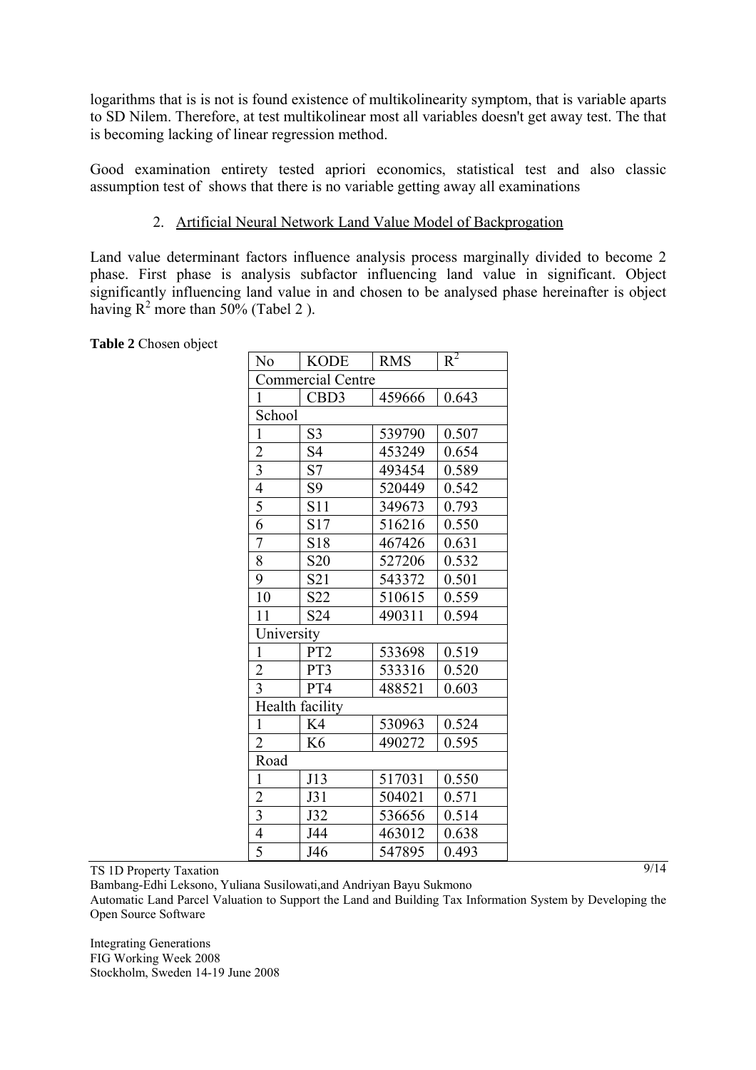logarithms that is is not is found existence of multikolinearity symptom, that is variable aparts to SD Nilem. Therefore, at test multikolinear most all variables doesn't get away test. The that is becoming lacking of linear regression method.

Good examination entirety tested apriori economics, statistical test and also classic assumption test of shows that there is no variable getting away all examinations

2. Artificial Neural Network Land Value Model of Backprogation

Land value determinant factors influence analysis process marginally divided to become 2 phase. First phase is analysis subfactor influencing land value in significant. Object significantly influencing land value in and chosen to be analysed phase hereinafter is object having $R^2$ more than 50% (Tabel 2 ).

**Table 2** Chosen object

| No | KODE | RMS | $R^2$ |
|---|---|---|---|
| Commercial Centre | | | |
| 1 | CBD3 | 459666 | 0.643 |
| School | | | |
| 1 | S3 | 539790 | 0.507 |
| 2 | S4 | 453249 | 0.654 |
| 3 | S7 | 493454 | 0.589 |
| 4 | S9 | 520449 | 0.542 |
| 5 | S11 | 349673 | 0.793 |
| 6 | S17 | 516216 | 0.550 |
| 7 | S18 | 467426 | 0.631 |
| 8 | S20 | 527206 | 0.532 |
| 9 | S21 | 543372 | 0.501 |
| 10 | S22 | 510615 | 0.559 |
| 11 | S24 | 490311 | 0.594 |
| University | | | |
| 1 | PT2 | 533698 | 0.519 |
| 2 | PT3 | 533316 | 0.520 |
| 3 | PT4 | 488521 | 0.603 |
| Health facility | | | |
| 1 | K4 | 530963 | 0.524 |
| 2 | K6 | 490272 | 0.595 |
| Road | | | |
| 1 | J13 | 517031 | 0.550 |
| 2 | J31 | 504021 | 0.571 |
| 3 | J32 | 536656 | 0.514 |
| 4 | J44 | 463012 | 0.638 |
| 5 | J46 | 547895 | 0.493 |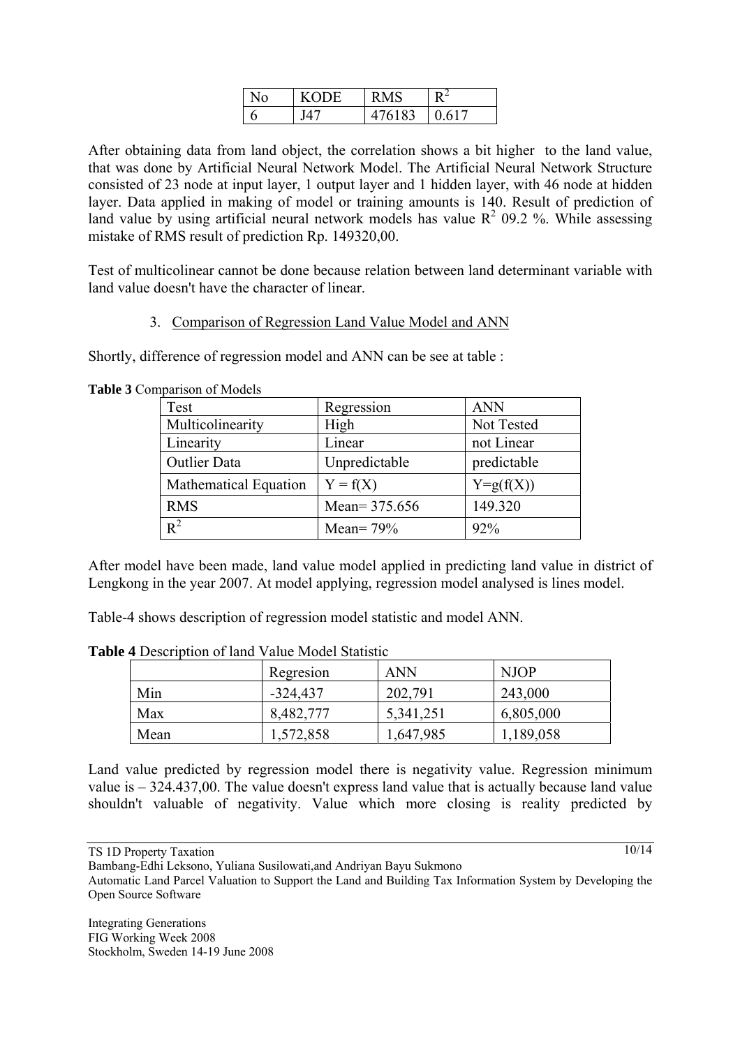| No | KODE | RMS | $R^2$ |
|---|---|---|---|
| 6 | J47 | 476183 | 0.617 |

After obtaining data from land object, the correlation shows a bit higher to the land value, that was done by Artificial Neural Network Model. The Artificial Neural Network Structure consisted of 23 node at input layer, 1 output layer and 1 hidden layer, with 46 node at hidden layer. Data applied in making of model or training amounts is 140. Result of prediction of land value by using artificial neural network models has value $R^2$ 09.2 %. While assessing mistake of RMS result of prediction Rp. 149320,00.

Test of multicolinear cannot be done because relation between land determinant variable with land value doesn't have the character of linear.

3. Comparison of Regression Land Value Model and ANN

Shortly, difference of regression model and ANN can be see at table :

**Table 3** Comparison of Models

| Test | Regression | ANN |
|---|---|---|
| Multicolinearity | High | Not Tested |
| Linearity | Linear | not Linear |
| Outlier Data | Unpredictable | predictable |
| Mathematical Equation | $Y = f(X)$ | $Y=g(f(X))$ |
| RMS | Mean= 375.656 | 149.320 |
| $R^2$ | Mean= 79% | 92% |

After model have been made, land value model applied in predicting land value in district of Lengkong in the year 2007. At model applying, regression model analysed is lines model.

Table-4 shows description of regression model statistic and model ANN.

**Table 4** Description of land Value Model Statistic

| | Regresion | ANN | NJOP |
|---|---|---|---|
| Min | -324,437 | 202,791 | 243,000 |
| Max | 8,482,777 | 5,341,251 | 6,805,000 |
| Mean | 1,572,858 | 1,647,985 | 1,189,058 |

Land value predicted by regression model there is negativity value. Regression minimum value is – 324.437,00. The value doesn't express land value that is actually because land value shouldn't valuable of negativity. Value which more closing is reality predicted by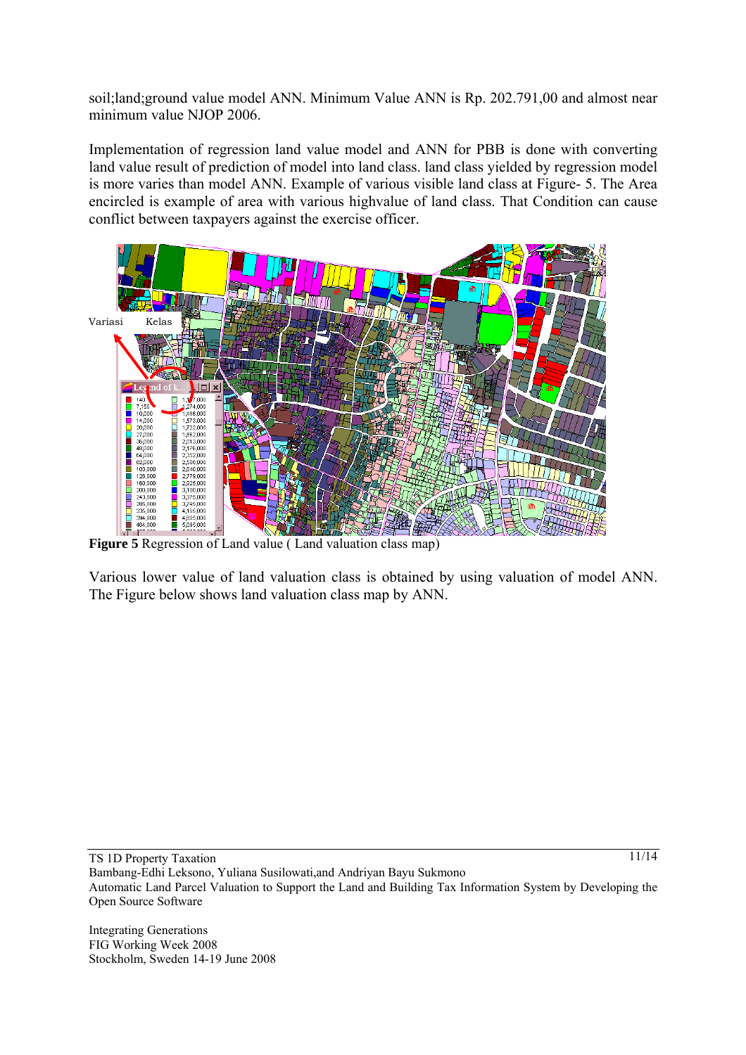soil;land;ground value model ANN. Minimum Value ANN is Rp. 202.791,00 and almost near minimum value NJOP 2006.

Implementation of regression land value model and ANN for PBB is done with converting land value result of prediction of model into land class. land class yielded by regression model is more varies than model ANN. Example of various visible land class at Figure- 5. The Area encircled is example of area with various highvalue of land class. That Condition can cause conflict between taxpayers against the exercise officer.

**Figure 5** Regression of Land value ( Land valuation class map)

Various lower value of land valuation class is obtained by using valuation of model ANN. The Figure below shows land valuation class map by ANN.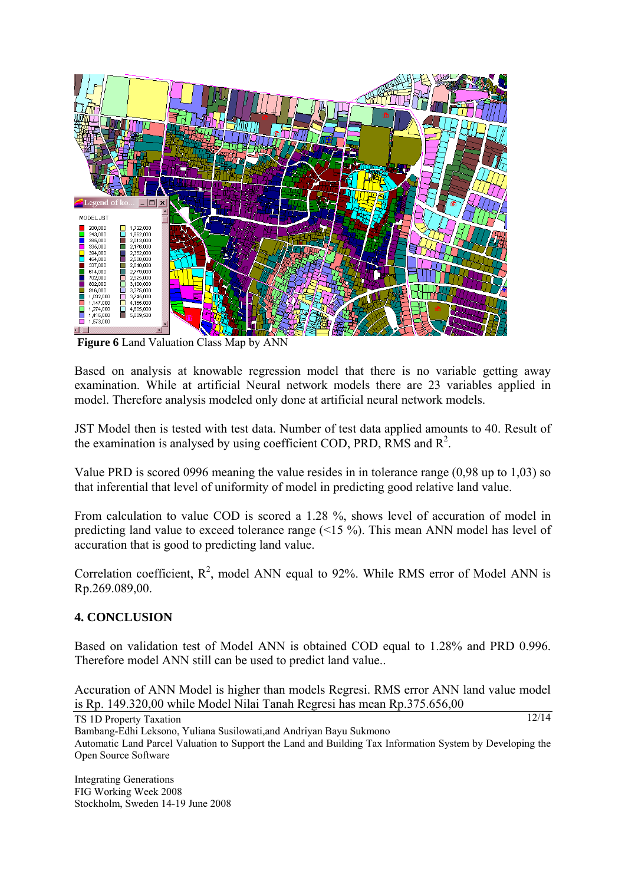**Figure 6** Land Valuation Class Map by ANN

Based on analysis at knowable regression model that there is no variable getting away examination. While at artificial Neural network models there are 23 variables applied in model. Therefore analysis modeled only done at artificial neural network models.

JST Model then is tested with test data. Number of test data applied amounts to 40. Result of the examination is analysed by using coefficient COD, PRD, RMS and $R^2$.

Value PRD is scored 0996 meaning the value resides in in tolerance range (0,98 up to 1,03) so that inferential that level of uniformity of model in predicting good relative land value.

From calculation to value COD is scored a 1.28 %, shows level of accuration of model in predicting land value to exceed tolerance range (<15 %). This mean ANN model has level of accuration that is good to predicting land value.

Correlation coefficient, $R^2$, model ANN equal to 92%. While RMS error of Model ANN is Rp.269.089,00.

## 4. CONCLUSION

Based on validation test of Model ANN is obtained COD equal to 1.28% and PRD 0.996. Therefore model ANN still can be used to predict land value..

Accuration of ANN Model is higher than models Regresi. RMS error ANN land value model is Rp. 149.320,00 while Model Nilai Tanah Regresi has mean Rp.375.656,00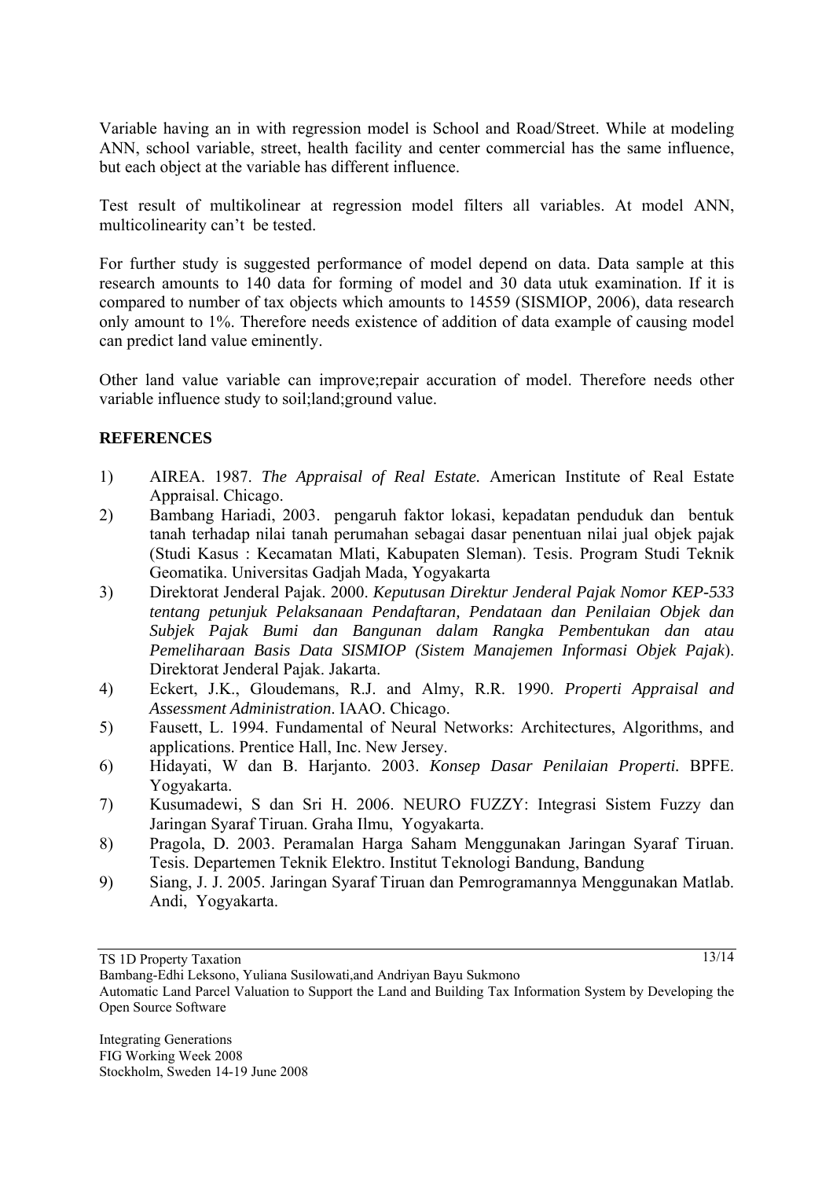Variable having an in with regression model is School and Road/Street. While at modeling ANN, school variable, street, health facility and center commercial has the same influence, but each object at the variable has different influence.

Test result of multikolinear at regression model filters all variables. At model ANN, multicolinearity can't be tested.

For further study is suggested performance of model depend on data. Data sample at this research amounts to 140 data for forming of model and 30 data utuk examination. If it is compared to number of tax objects which amounts to 14559 (SISMIOP, 2006), data research only amount to 1%. Therefore needs existence of addition of data example of causing model can predict land value eminently.

Other land value variable can improve;repair accuration of model. Therefore needs other variable influence study to soil;land;ground value.

## REFERENCES

1) AIREA. 1987. *The Appraisal of Real Estate.* American Institute of Real Estate Appraisal. Chicago.
2) Bambang Hariadi, 2003. pengaruh faktor lokasi, kepadatan penduduk dan bentuk tanah terhadap nilai tanah perumahan sebagai dasar penentuan nilai jual objek pajak (Studi Kasus : Kecamatan Mlati, Kabupaten Sleman). Tesis. Program Studi Teknik Geomatika. Universitas Gadjah Mada, Yogyakarta
3) Direktorat Jenderal Pajak. 2000. *Keputusan Direktur Jenderal Pajak Nomor KEP-533 tentang petunjuk Pelaksanaan Pendaftaran, Pendataan dan Penilaian Objek dan Subjek Pajak Bumi dan Bangunan dalam Rangka Pembentukan dan atau Pemeliharaan Basis Data SISMIOP (Sistem Manajemen Informasi Objek Pajak*). Direktorat Jenderal Pajak. Jakarta.
4) Eckert, J.K., Gloudemans, R.J. and Almy, R.R. 1990. *Properti Appraisal and Assessment Administration*. IAAO. Chicago.
5) Fausett, L. 1994. Fundamental of Neural Networks: Architectures, Algorithms, and applications. Prentice Hall, Inc. New Jersey.
6) Hidayati, W dan B. Harjanto. 2003. *Konsep Dasar Penilaian Properti.* BPFE. Yogyakarta.
7) Kusumadewi, S dan Sri H. 2006. NEURO FUZZY: Integrasi Sistem Fuzzy dan Jaringan Syaraf Tiruan. Graha Ilmu, Yogyakarta.
8) Pragola, D. 2003. Peramalan Harga Saham Menggunakan Jaringan Syaraf Tiruan. Tesis. Departemen Teknik Elektro. Institut Teknologi Bandung, Bandung
9) Siang, J. J. 2005. Jaringan Syaraf Tiruan dan Pemrogramannya Menggunakan Matlab. Andi, Yogyakarta.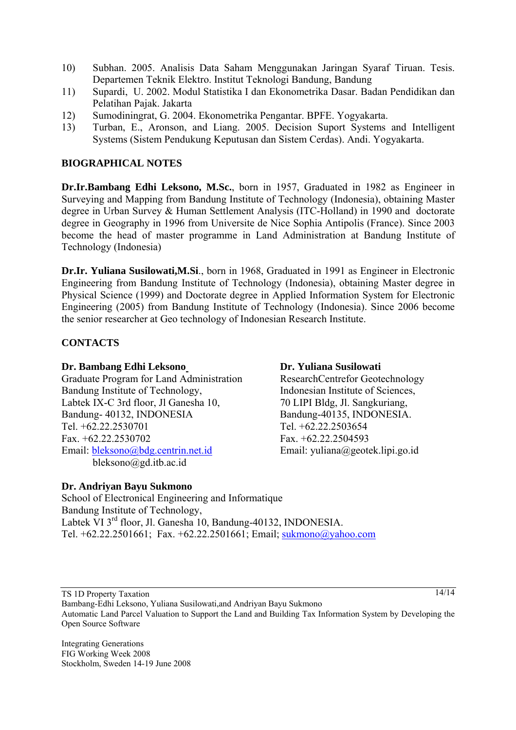10) Subhan. 2005. Analisis Data Saham Menggunakan Jaringan Syaraf Tiruan. Tesis. Departemen Teknik Elektro. Institut Teknologi Bandung, Bandung
11) Supardi, U. 2002. Modul Statistika I dan Ekonometrika Dasar. Badan Pendidikan dan Pelatihan Pajak. Jakarta
12) Sumodiningrat, G. 2004. Ekonometrika Pengantar. BPFE. Yogyakarta.
13) Turban, E., Aronson, and Liang. 2005. Decision Suport Systems and Intelligent Systems (Sistem Pendukung Keputusan dan Sistem Cerdas). Andi. Yogyakarta.

## BIOGRAPHICAL NOTES

**Dr.Ir.Bambang Edhi Leksono, M.Sc.**, born in 1957, Graduated in 1982 as Engineer in Surveying and Mapping from Bandung Institute of Technology (Indonesia), obtaining Master degree in Urban Survey & Human Settlement Analysis (ITC-Holland) in 1990 and doctorate degree in Geography in 1996 from Universite de Nice Sophia Antipolis (France). Since 2003 become the head of master programme in Land Administration at Bandung Institute of Technology (Indonesia)

**Dr.Ir. Yuliana Susilowati,M.Si**., born in 1968, Graduated in 1991 as Engineer in Electronic Engineering from Bandung Institute of Technology (Indonesia), obtaining Master degree in Physical Science (1999) and Doctorate degree in Applied Information System for Electronic Engineering (2005) from Bandung Institute of Technology (Indonesia). Since 2006 become the senior researcher at Geo technology of Indonesian Research Institute.

## CONTACTS

**Dr. Bambang Edhi Leksono**
Graduate Program for Land Administration
Bandung Institute of Technology,
Labtek IX-C 3rd floor, Jl Ganesha 10,
Bandung- 40132, INDONESIA
Tel. +62.22.2530701
Fax. +62.22.2530702
Email: bleksono@bdg.centrin.net.id
bleksono@gd.itb.ac.id

**Dr. Yuliana Susilowati**
ResearchCentrefor Geotechnology
Indonesian Institute of Sciences,
70 LIPI Bldg, Jl. Sangkuriang,
Bandung-40135, INDONESIA.
Tel. +62.22.2503654
Fax. +62.22.2504593
Email: yuliana@geotek.lipi.go.id

**Dr. Andriyan Bayu Sukmono**
School of Electronical Engineering and Informatique
Bandung Institute of Technology,
Labtek VI 3rd floor, Jl. Ganesha 10, Bandung-40132, INDONESIA.
Tel. +62.22.2501661; Fax. +62.22.2501661; Email; sukmono@yahoo.com